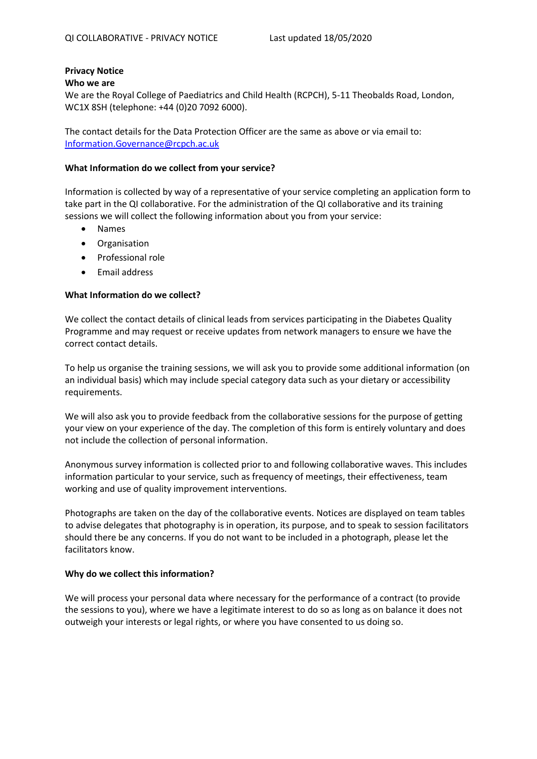**Privacy Notice**

**Who we are**

We are the Royal College of Paediatrics and Child Health (RCPCH), 5-11 Theobalds Road, London, WC1X 8SH (telephone: +44 (0)20 7092 6000).

The contact details for the Data Protection Officer are the same as above or via email to: [Information.Governance@rcpch.ac.uk](mailto:Information.Governance@rcpch.ac.uk)

**What Information do we collect from your service?**

Information is collected by way of a representative of your service completing an application form to take part in the QI collaborative. For the administration of the QI collaborative and its training sessions we will collect the following information about you from your service:

- Names
- Organisation
- Professional role
- Email address

**What Information do we collect?**

We collect the contact details of clinical leads from services participating in the Diabetes Quality Programme and may request or receive updates from network managers to ensure we have the correct contact details.

To help us organise the training sessions, we will ask you to provide some additional information (on an individual basis) which may include special category data such as your dietary or accessibility requirements.

We will also ask you to provide feedback from the collaborative sessions for the purpose of getting your view on your experience of the day. The completion of this form is entirely voluntary and does not include the collection of personal information.

Anonymous survey information is collected prior to and following collaborative waves. This includes information particular to your service, such as frequency of meetings, their effectiveness, team working and use of quality improvement interventions.

Photographs are taken on the day of the collaborative events. Notices are displayed on team tables to advise delegates that photography is in operation, its purpose, and to speak to session facilitators should there be any concerns. If you do not want to be included in a photograph, please let the facilitators know.

**Why do we collect this information?**

We will process your personal data where necessary for the performance of a contract (to provide the sessions to you), where we have a legitimate interest to do so as long as on balance it does not outweigh your interests or legal rights, or where you have consented to us doing so.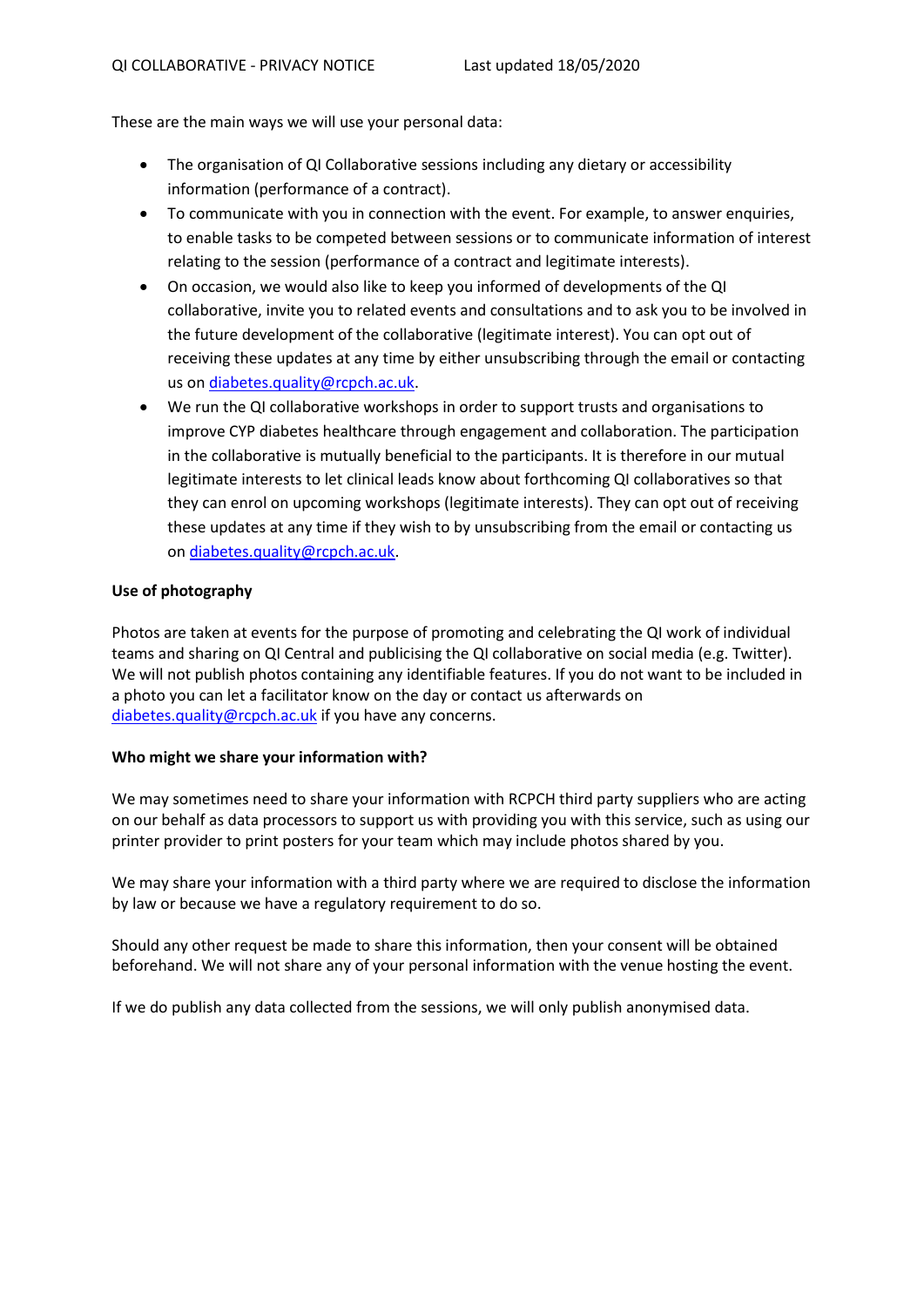These are the main ways we will use your personal data:

- The organisation of QI Collaborative sessions including any dietary or accessibility information (performance of a contract).
- To communicate with you in connection with the event. For example, to answer enquiries, to enable tasks to be competed between sessions or to communicate information of interest relating to the session (performance of a contract and legitimate interests).
- On occasion, we would also like to keep you informed of developments of the QI collaborative, invite you to related events and consultations and to ask you to be involved in the future development of the collaborative (legitimate interest). You can opt out of receiving these updates at any time by either unsubscribing through the email or contacting us on diabetes.quality@rcpch.ac.uk.
- We run the QI collaborative workshops in order to support trusts and organisations to improve CYP diabetes healthcare through engagement and collaboration. The participation in the collaborative is mutually beneficial to the participants. It is therefore in our mutual legitimate interests to let clinical leads know about forthcoming QI collaboratives so that they can enrol on upcoming workshops (legitimate interests). They can opt out of receiving these updates at any time if they wish to by unsubscribing from the email or contacting us on diabetes.quality@rcpch.ac.uk.

**Use of photography**

Photos are taken at events for the purpose of promoting and celebrating the QI work of individual teams and sharing on QI Central and publicising the QI collaborative on social media (e.g. Twitter). We will not publish photos containing any identifiable features. If you do not want to be included in a photo you can let a facilitator know on the day or contact us afterwards on diabetes.quality@rcpch.ac.uk if you have any concerns.

**Who might we share your information with?**

We may sometimes need to share your information with RCPCH third party suppliers who are acting on our behalf as data processors to support us with providing you with this service, such as using our printer provider to print posters for your team which may include photos shared by you.

We may share your information with a third party where we are required to disclose the information by law or because we have a regulatory requirement to do so.

Should any other request be made to share this information, then your consent will be obtained beforehand. We will not share any of your personal information with the venue hosting the event.

If we do publish any data collected from the sessions, we will only publish anonymised data.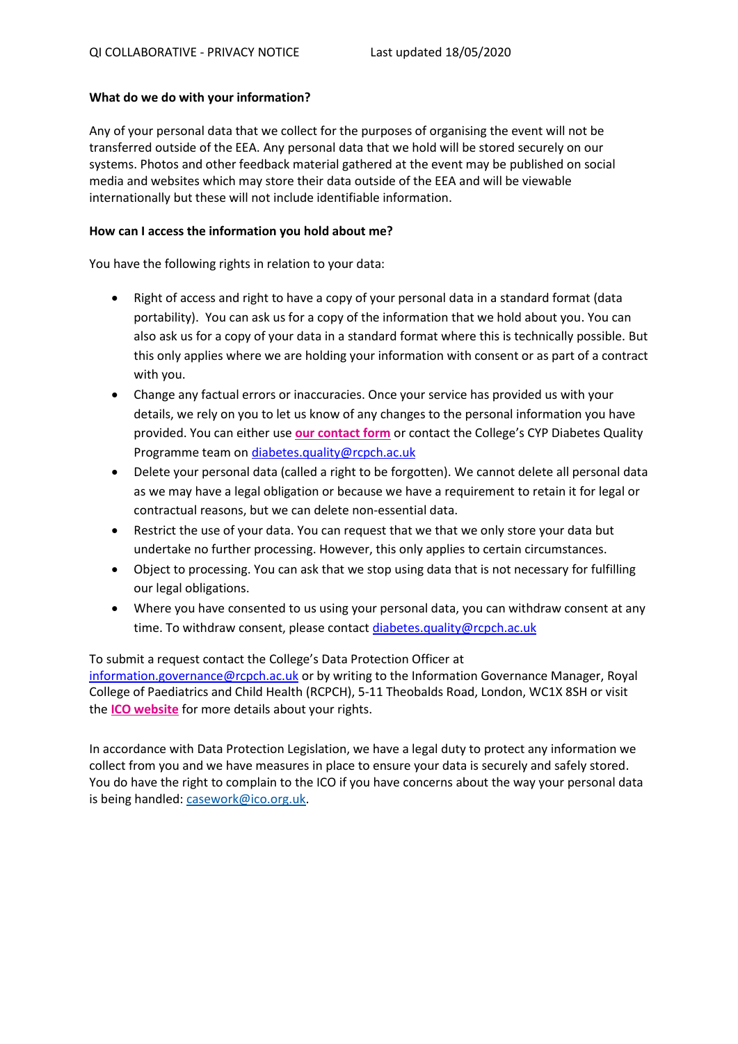**What do we do with your information?**

Any of your personal data that we collect for the purposes of organising the event will not be transferred outside of the EEA. Any personal data that we hold will be stored securely on our systems. Photos and other feedback material gathered at the event may be published on social media and websites which may store their data outside of the EEA and will be viewable internationally but these will not include identifiable information.

**How can I access the information you hold about me?**

You have the following rights in relation to your data:

- Right of access and right to have a copy of your personal data in a standard format (data portability). You can ask us for a copy of the information that we hold about you. You can also ask us for a copy of your data in a standard format where this is technically possible. But this only applies where we are holding your information with consent or as part of a contract with you.
- Change any factual errors or inaccuracies. Once your service has provided us with your details, we rely on you to let us know of any changes to the personal information you have provided. You can either use **our contact form** or contact the College's CYP Diabetes Quality Programme team on diabetes.quality@rcpch.ac.uk
- Delete your personal data (called a right to be forgotten). We cannot delete all personal data as we may have a legal obligation or because we have a requirement to retain it for legal or contractual reasons, but we can delete non-essential data.
- Restrict the use of your data. You can request that we that we only store your data but undertake no further processing. However, this only applies to certain circumstances.
- Object to processing. You can ask that we stop using data that is not necessary for fulfilling our legal obligations.
- Where you have consented to us using your personal data, you can withdraw consent at any time. To withdraw consent, please contact diabetes.quality@rcpch.ac.uk

To submit a request contact the College's Data Protection Officer at information.governance@rcpch.ac.uk or by writing to the Information Governance Manager, Royal College of Paediatrics and Child Health (RCPCH), 5-11 Theobalds Road, London, WC1X 8SH or visit the **ICO website** for more details about your rights.

In accordance with Data Protection Legislation, we have a legal duty to protect any information we collect from you and we have measures in place to ensure your data is securely and safely stored. You do have the right to complain to the ICO if you have concerns about the way your personal data is being handled: casework@ico.org.uk.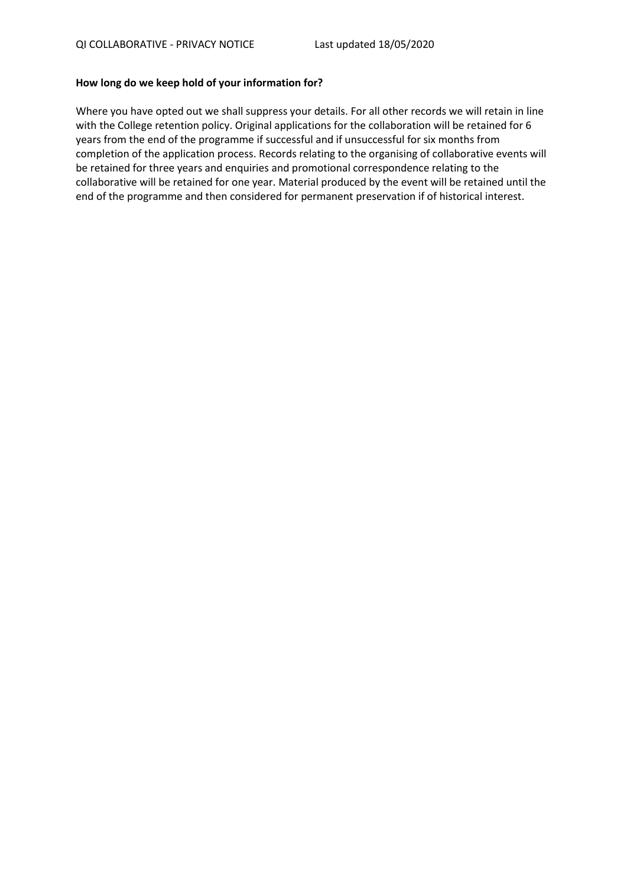**How long do we keep hold of your information for?**

Where you have opted out we shall suppress your details. For all other records we will retain in line with the College retention policy. Original applications for the collaboration will be retained for 6 years from the end of the programme if successful and if unsuccessful for six months from completion of the application process. Records relating to the organising of collaborative events will be retained for three years and enquiries and promotional correspondence relating to the collaborative will be retained for one year. Material produced by the event will be retained until the end of the programme and then considered for permanent preservation if of historical interest.